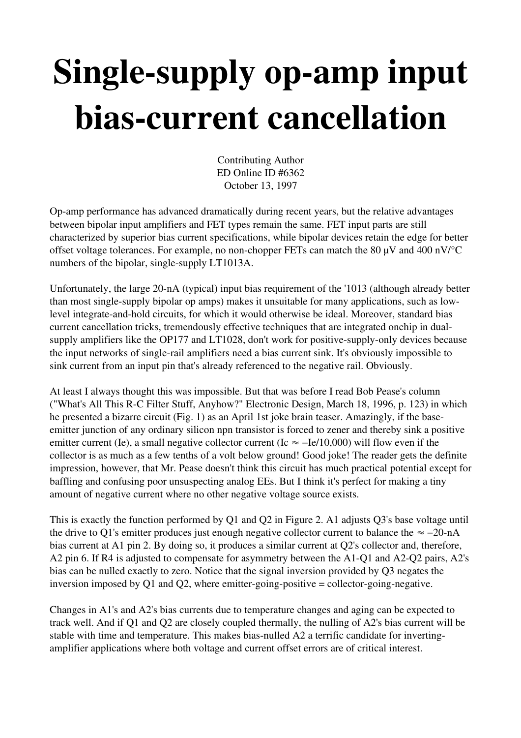# Single-supply op-amp input bias-current cancellation

Contributing Author
ED Online ID #6362
October 13, 1997

Op-amp performance has advanced dramatically during recent years, but the relative advantages between bipolar input amplifiers and FET types remain the same. FET input parts are still characterized by superior bias current specifications, while bipolar devices retain the edge for better offset voltage tolerances. For example, no non-chopper FETs can match the 80 µV and 400 nV/°C numbers of the bipolar, single-supply LT1013A.

Unfortunately, the large 20-nA (typical) input bias requirement of the '1013 (although already better than most single-supply bipolar op amps) makes it unsuitable for many applications, such as low-level integrate-and-hold circuits, for which it would otherwise be ideal. Moreover, standard bias current cancellation tricks, tremendously effective techniques that are integrated onchip in dual-supply amplifiers like the OP177 and LT1028, don't work for positive-supply-only devices because the input networks of single-rail amplifiers need a bias current sink. It's obviously impossible to sink current from an input pin that's already referenced to the negative rail. Obviously.

At least I always thought this was impossible. But that was before I read Bob Pease's column ("What's All This R-C Filter Stuff, Anyhow?" Electronic Design, March 18, 1996, p. 123) in which he presented a bizarre circuit (Fig. 1) as an April 1st joke brain teaser. Amazingly, if the base-emitter junction of any ordinary silicon npn transistor is forced to zener and thereby sink a positive emitter current (Ie), a small negative collector current ($Ic \approx -Ie/10{,}000$) will flow even if the collector is as much as a few tenths of a volt below ground! Good joke! The reader gets the definite impression, however, that Mr. Pease doesn't think this circuit has much practical potential except for baffling and confusing poor unsuspecting analog EEs. But I think it's perfect for making a tiny amount of negative current where no other negative voltage source exists.

This is exactly the function performed by Q1 and Q2 in Figure 2. A1 adjusts Q3's base voltage until the drive to Q1's emitter produces just enough negative collector current to balance the $\approx -20$-nA bias current at A1 pin 2. By doing so, it produces a similar current at Q2's collector and, therefore, A2 pin 6. If R4 is adjusted to compensate for asymmetry between the A1-Q1 and A2-Q2 pairs, A2's bias can be nulled exactly to zero. Notice that the signal inversion provided by Q3 negates the inversion imposed by Q1 and Q2, where emitter-going-positive = collector-going-negative.

Changes in A1's and A2's bias currents due to temperature changes and aging can be expected to track well. And if Q1 and Q2 are closely coupled thermally, the nulling of A2's bias current will be stable with time and temperature. This makes bias-nulled A2 a terrific candidate for inverting-amplifier applications where both voltage and current offset errors are of critical interest.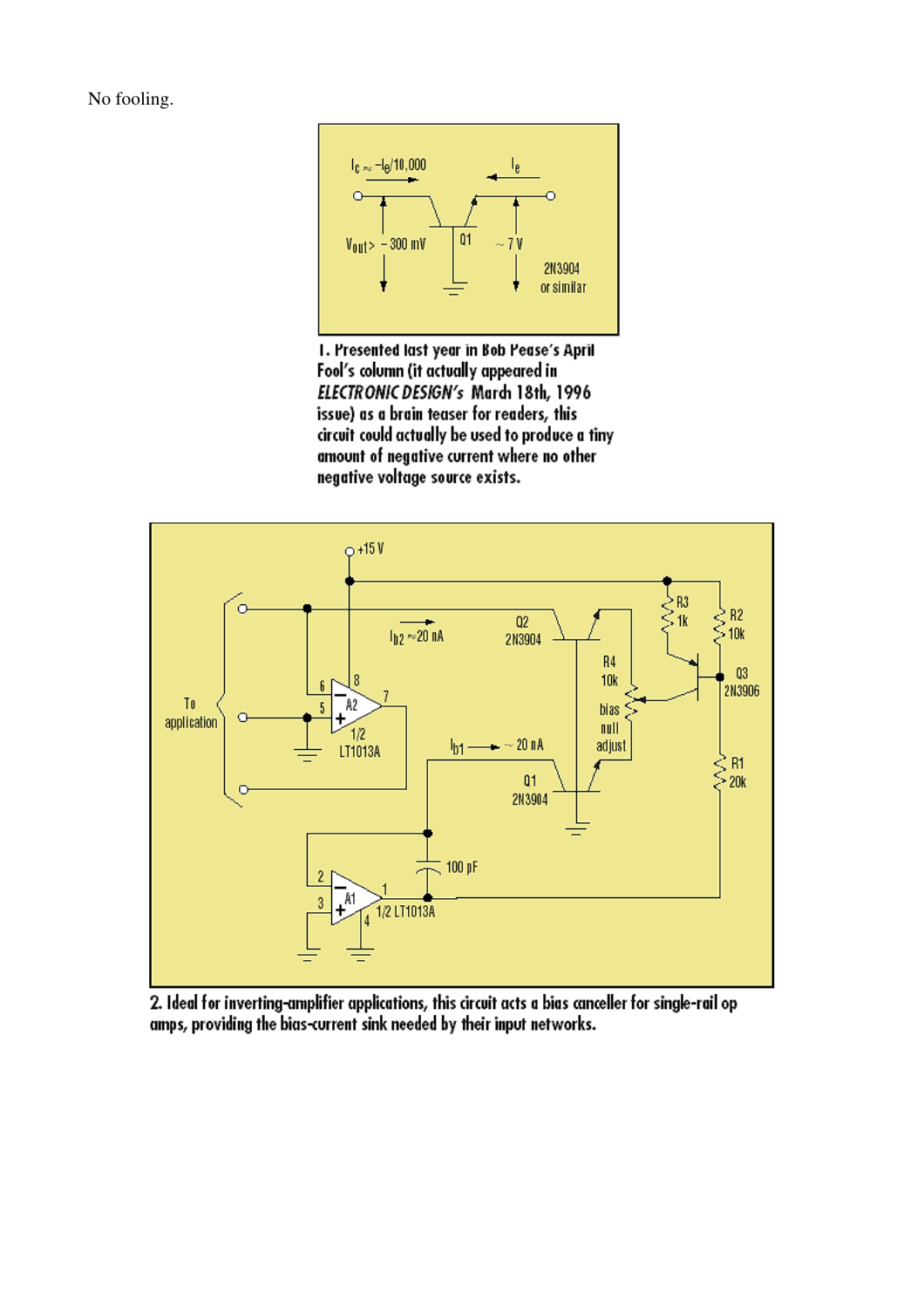No fooling.

1. Presented last year in Bob Pease's April Fool's column (it actually appeared in *ELECTRONIC DESIGN's* March 18th, 1996 issue) as a brain teaser for readers, this circuit could actually be used to produce a tiny amount of negative current where no other negative voltage source exists.

2. Ideal for inverting-amplifier applications, this circuit acts a bias canceller for single-rail op amps, providing the bias-current sink needed by their input networks.